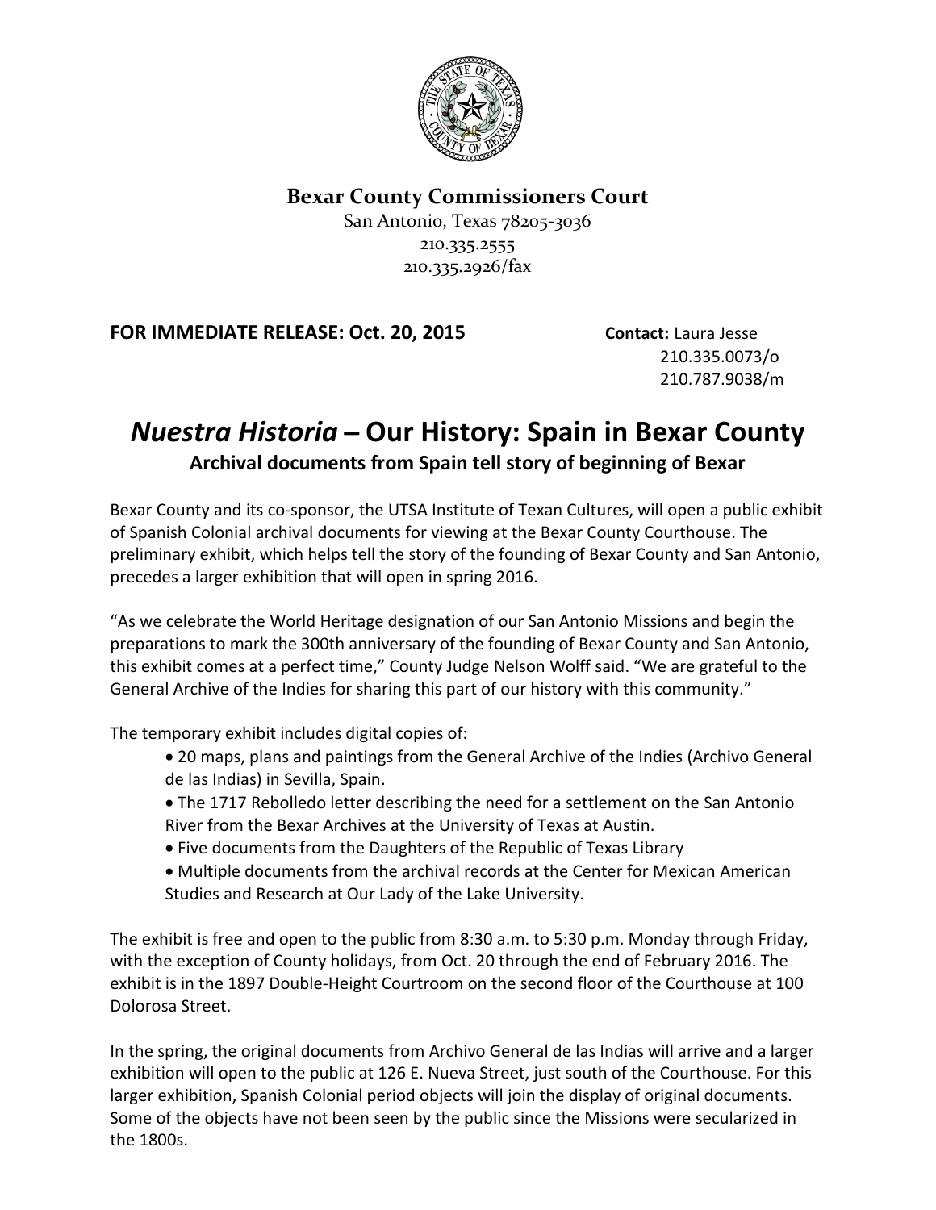**Bexar County Commissioners Court**
San Antonio, Texas 78205-3036
210.335.2555
210.335.2926/fax

**FOR IMMEDIATE RELEASE: Oct. 20, 2015**

**Contact:** Laura Jesse
210.335.0073/o
210.787.9038/m

# *Nuestra Historia* – Our History: Spain in Bexar County

**Archival documents from Spain tell story of beginning of Bexar**

Bexar County and its co-sponsor, the UTSA Institute of Texan Cultures, will open a public exhibit of Spanish Colonial archival documents for viewing at the Bexar County Courthouse. The preliminary exhibit, which helps tell the story of the founding of Bexar County and San Antonio, precedes a larger exhibition that will open in spring 2016.

"As we celebrate the World Heritage designation of our San Antonio Missions and begin the preparations to mark the 300th anniversary of the founding of Bexar County and San Antonio, this exhibit comes at a perfect time," County Judge Nelson Wolff said. "We are grateful to the General Archive of the Indies for sharing this part of our history with this community."

The temporary exhibit includes digital copies of:

- 20 maps, plans and paintings from the General Archive of the Indies (Archivo General de las Indias) in Sevilla, Spain.
- The 1717 Rebolledo letter describing the need for a settlement on the San Antonio River from the Bexar Archives at the University of Texas at Austin.
- Five documents from the Daughters of the Republic of Texas Library
- Multiple documents from the archival records at the Center for Mexican American Studies and Research at Our Lady of the Lake University.

The exhibit is free and open to the public from 8:30 a.m. to 5:30 p.m. Monday through Friday, with the exception of County holidays, from Oct. 20 through the end of February 2016. The exhibit is in the 1897 Double-Height Courtroom on the second floor of the Courthouse at 100 Dolorosa Street.

In the spring, the original documents from Archivo General de las Indias will arrive and a larger exhibition will open to the public at 126 E. Nueva Street, just south of the Courthouse. For this larger exhibition, Spanish Colonial period objects will join the display of original documents. Some of the objects have not been seen by the public since the Missions were secularized in the 1800s.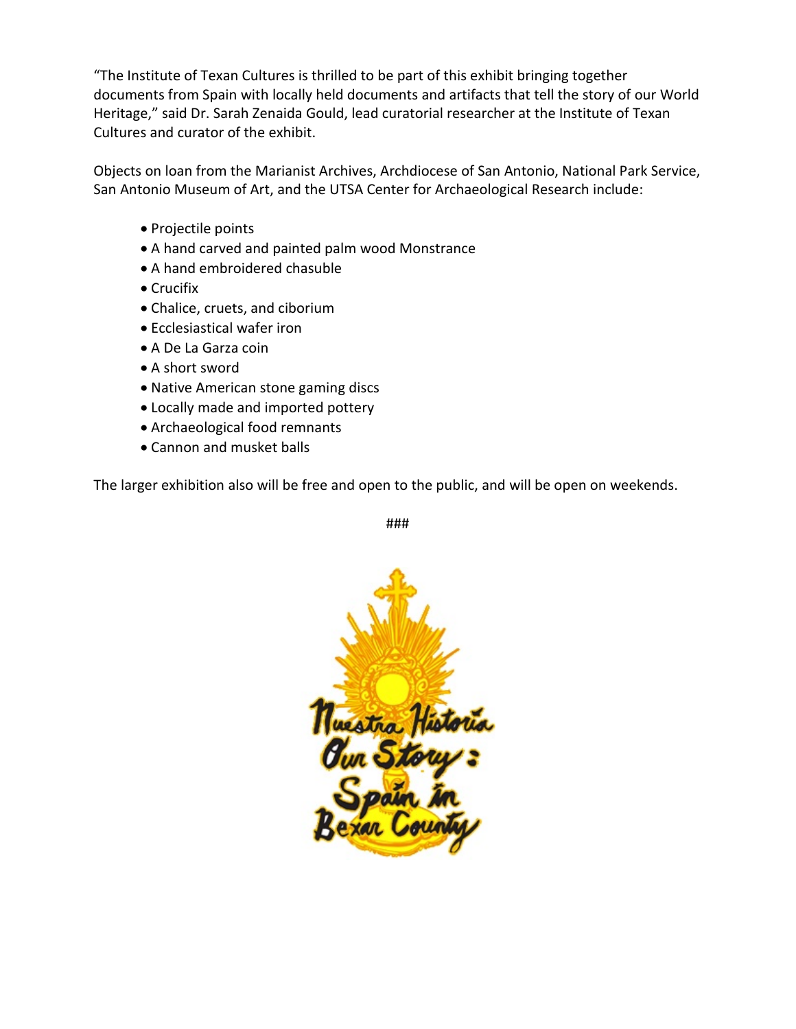"The Institute of Texan Cultures is thrilled to be part of this exhibit bringing together documents from Spain with locally held documents and artifacts that tell the story of our World Heritage," said Dr. Sarah Zenaida Gould, lead curatorial researcher at the Institute of Texan Cultures and curator of the exhibit.

Objects on loan from the Marianist Archives, Archdiocese of San Antonio, National Park Service, San Antonio Museum of Art, and the UTSA Center for Archaeological Research include:

- Projectile points
- A hand carved and painted palm wood Monstrance
- A hand embroidered chasuble
- Crucifix
- Chalice, cruets, and ciborium
- Ecclesiastical wafer iron
- A De La Garza coin
- A short sword
- Native American stone gaming discs
- Locally made and imported pottery
- Archaeological food remnants
- Cannon and musket balls

The larger exhibition also will be free and open to the public, and will be open on weekends.

###

Nuestra Historia
Our Story:
Spain in
Bexar County